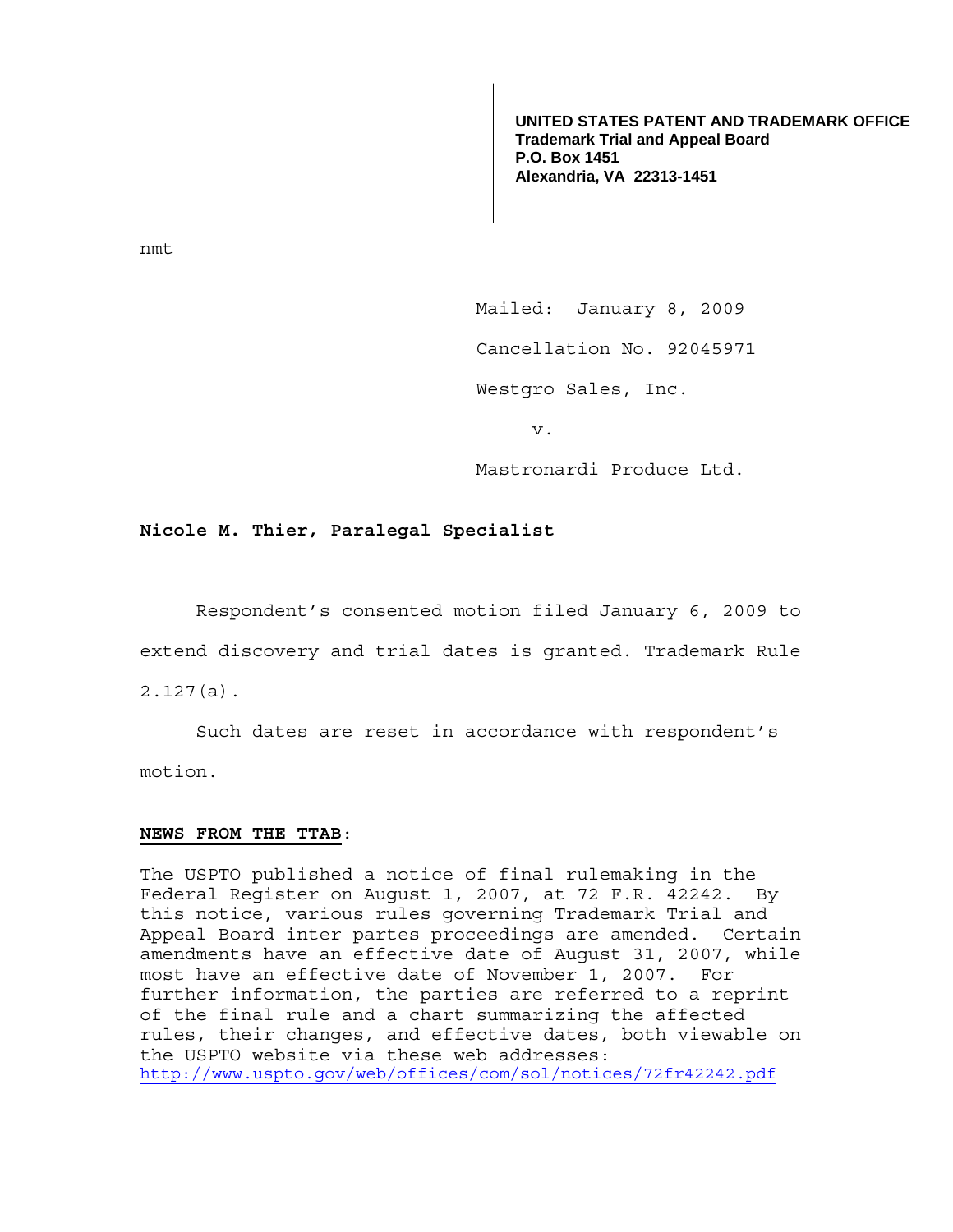**UNITED STATES PATENT AND TRADEMARK OFFICE**
**Trademark Trial and Appeal Board**
**P.O. Box 1451**
**Alexandria, VA 22313-1451**

nmt

Mailed: January 8, 2009

Cancellation No. 92045971

Westgro Sales, Inc.

v.

Mastronardi Produce Ltd.

**Nicole M. Thier, Paralegal Specialist**

Respondent's consented motion filed January 6, 2009 to extend discovery and trial dates is granted. Trademark Rule 2.127(a).

Such dates are reset in accordance with respondent's motion.

**NEWS FROM THE TTAB**:

The USPTO published a notice of final rulemaking in the Federal Register on August 1, 2007, at 72 F.R. 42242. By this notice, various rules governing Trademark Trial and Appeal Board inter partes proceedings are amended. Certain amendments have an effective date of August 31, 2007, while most have an effective date of November 1, 2007. For further information, the parties are referred to a reprint of the final rule and a chart summarizing the affected rules, their changes, and effective dates, both viewable on the USPTO website via these web addresses:
http://www.uspto.gov/web/offices/com/sol/notices/72fr42242.pdf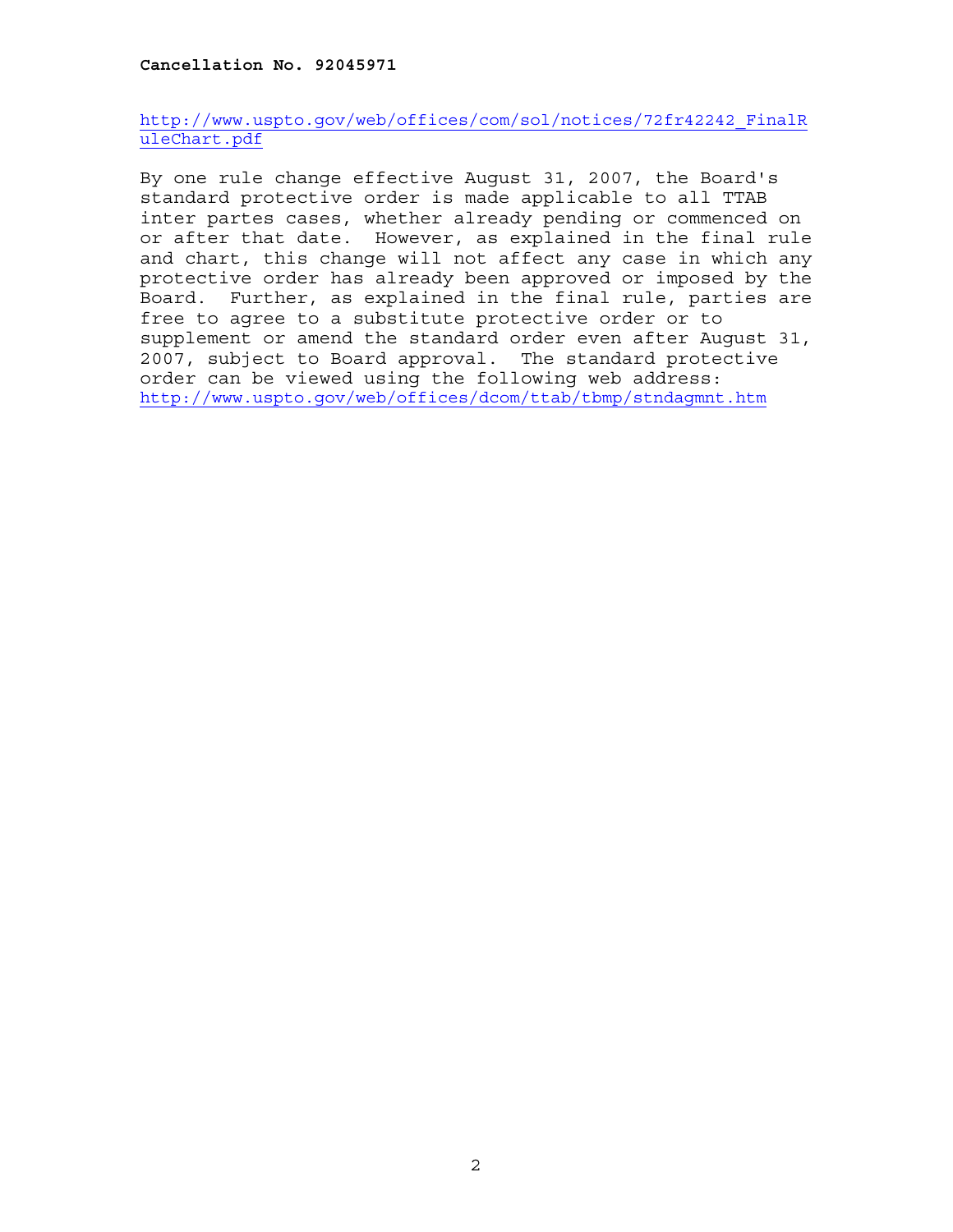http://www.uspto.gov/web/offices/com/sol/notices/72fr42242_FinalRuleChart.pdf

By one rule change effective August 31, 2007, the Board's standard protective order is made applicable to all TTAB inter partes cases, whether already pending or commenced on or after that date. However, as explained in the final rule and chart, this change will not affect any case in which any protective order has already been approved or imposed by the Board. Further, as explained in the final rule, parties are free to agree to a substitute protective order or to supplement or amend the standard order even after August 31, 2007, subject to Board approval. The standard protective order can be viewed using the following web address: http://www.uspto.gov/web/offices/dcom/ttab/tbmp/stndagmnt.htm